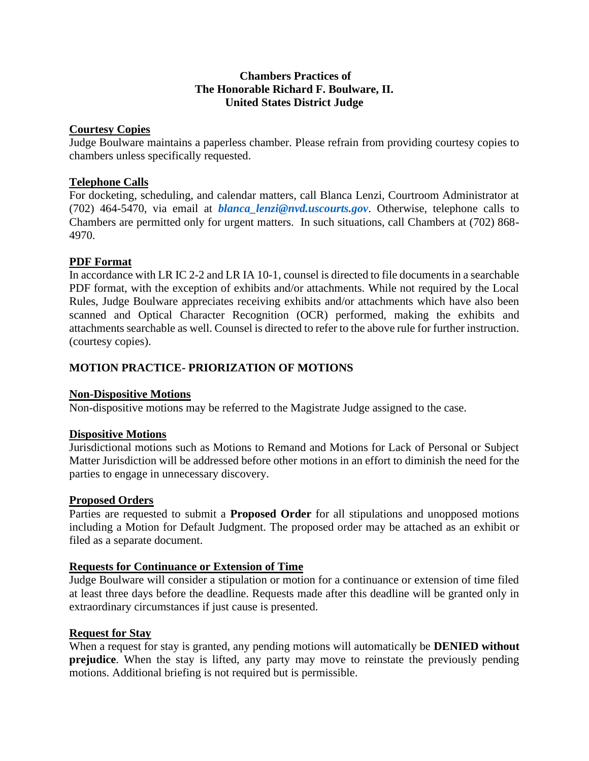**Chambers Practices of**
**The Honorable Richard F. Boulware, II.**
**United States District Judge**

## Courtesy Copies

Judge Boulware maintains a paperless chamber. Please refrain from providing courtesy copies to chambers unless specifically requested.

## Telephone Calls

For docketing, scheduling, and calendar matters, call Blanca Lenzi, Courtroom Administrator at (702) 464-5470, via email at ***blanca_lenzi@nvd.uscourts.gov***. Otherwise, telephone calls to Chambers are permitted only for urgent matters. In such situations, call Chambers at (702) 868-4970.

## PDF Format

In accordance with LR IC 2-2 and LR IA 10-1, counsel is directed to file documents in a searchable PDF format, with the exception of exhibits and/or attachments. While not required by the Local Rules, Judge Boulware appreciates receiving exhibits and/or attachments which have also been scanned and Optical Character Recognition (OCR) performed, making the exhibits and attachments searchable as well. Counsel is directed to refer to the above rule for further instruction. (courtesy copies).

# MOTION PRACTICE- PRIORIZATION OF MOTIONS

## Non-Dispositive Motions

Non-dispositive motions may be referred to the Magistrate Judge assigned to the case.

## Dispositive Motions

Jurisdictional motions such as Motions to Remand and Motions for Lack of Personal or Subject Matter Jurisdiction will be addressed before other motions in an effort to diminish the need for the parties to engage in unnecessary discovery.

## Proposed Orders

Parties are requested to submit a **Proposed Order** for all stipulations and unopposed motions including a Motion for Default Judgment. The proposed order may be attached as an exhibit or filed as a separate document.

## Requests for Continuance or Extension of Time

Judge Boulware will consider a stipulation or motion for a continuance or extension of time filed at least three days before the deadline. Requests made after this deadline will be granted only in extraordinary circumstances if just cause is presented.

## Request for Stay

When a request for stay is granted, any pending motions will automatically be **DENIED without prejudice**. When the stay is lifted, any party may move to reinstate the previously pending motions. Additional briefing is not required but is permissible.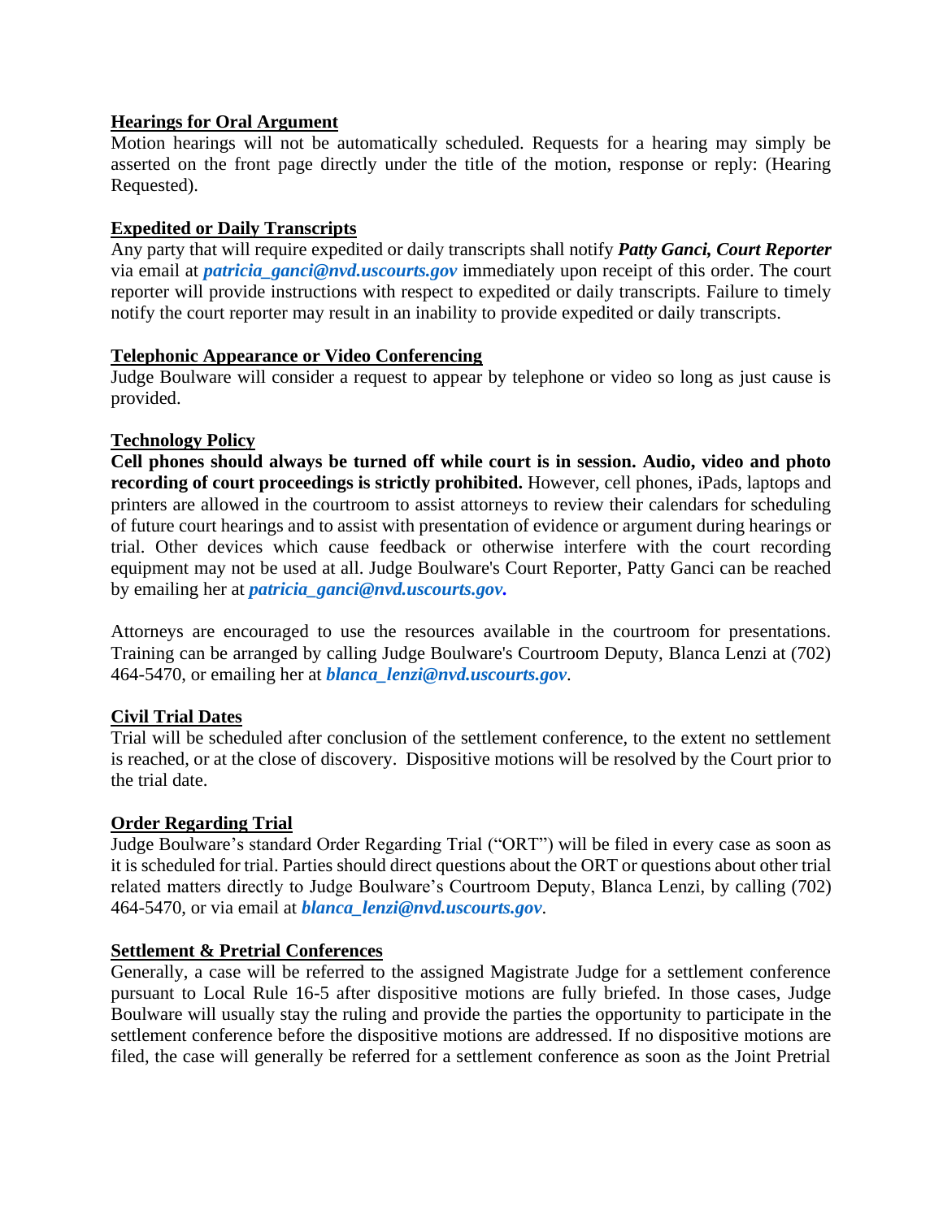**Hearings for Oral Argument**

Motion hearings will not be automatically scheduled. Requests for a hearing may simply be asserted on the front page directly under the title of the motion, response or reply: (Hearing Requested).

**Expedited or Daily Transcripts**

Any party that will require expedited or daily transcripts shall notify ***Patty Ganci, Court Reporter*** via email at ***patricia_ganci@nvd.uscourts.gov*** immediately upon receipt of this order. The court reporter will provide instructions with respect to expedited or daily transcripts. Failure to timely notify the court reporter may result in an inability to provide expedited or daily transcripts.

**Telephonic Appearance or Video Conferencing**

Judge Boulware will consider a request to appear by telephone or video so long as just cause is provided.

**Technology Policy**

**Cell phones should always be turned off while court is in session. Audio, video and photo recording of court proceedings is strictly prohibited.** However, cell phones, iPads, laptops and printers are allowed in the courtroom to assist attorneys to review their calendars for scheduling of future court hearings and to assist with presentation of evidence or argument during hearings or trial. Other devices which cause feedback or otherwise interfere with the court recording equipment may not be used at all. Judge Boulware's Court Reporter, Patty Ganci can be reached by emailing her at ***patricia_ganci@nvd.uscourts.gov.***

Attorneys are encouraged to use the resources available in the courtroom for presentations. Training can be arranged by calling Judge Boulware's Courtroom Deputy, Blanca Lenzi at (702) 464-5470, or emailing her at ***blanca_lenzi@nvd.uscourts.gov***.

**Civil Trial Dates**

Trial will be scheduled after conclusion of the settlement conference, to the extent no settlement is reached, or at the close of discovery. Dispositive motions will be resolved by the Court prior to the trial date.

**Order Regarding Trial**

Judge Boulware's standard Order Regarding Trial ("ORT") will be filed in every case as soon as it is scheduled for trial. Parties should direct questions about the ORT or questions about other trial related matters directly to Judge Boulware's Courtroom Deputy, Blanca Lenzi, by calling (702) 464-5470, or via email at ***blanca_lenzi@nvd.uscourts.gov***.

**Settlement & Pretrial Conferences**

Generally, a case will be referred to the assigned Magistrate Judge for a settlement conference pursuant to Local Rule 16-5 after dispositive motions are fully briefed. In those cases, Judge Boulware will usually stay the ruling and provide the parties the opportunity to participate in the settlement conference before the dispositive motions are addressed. If no dispositive motions are filed, the case will generally be referred for a settlement conference as soon as the Joint Pretrial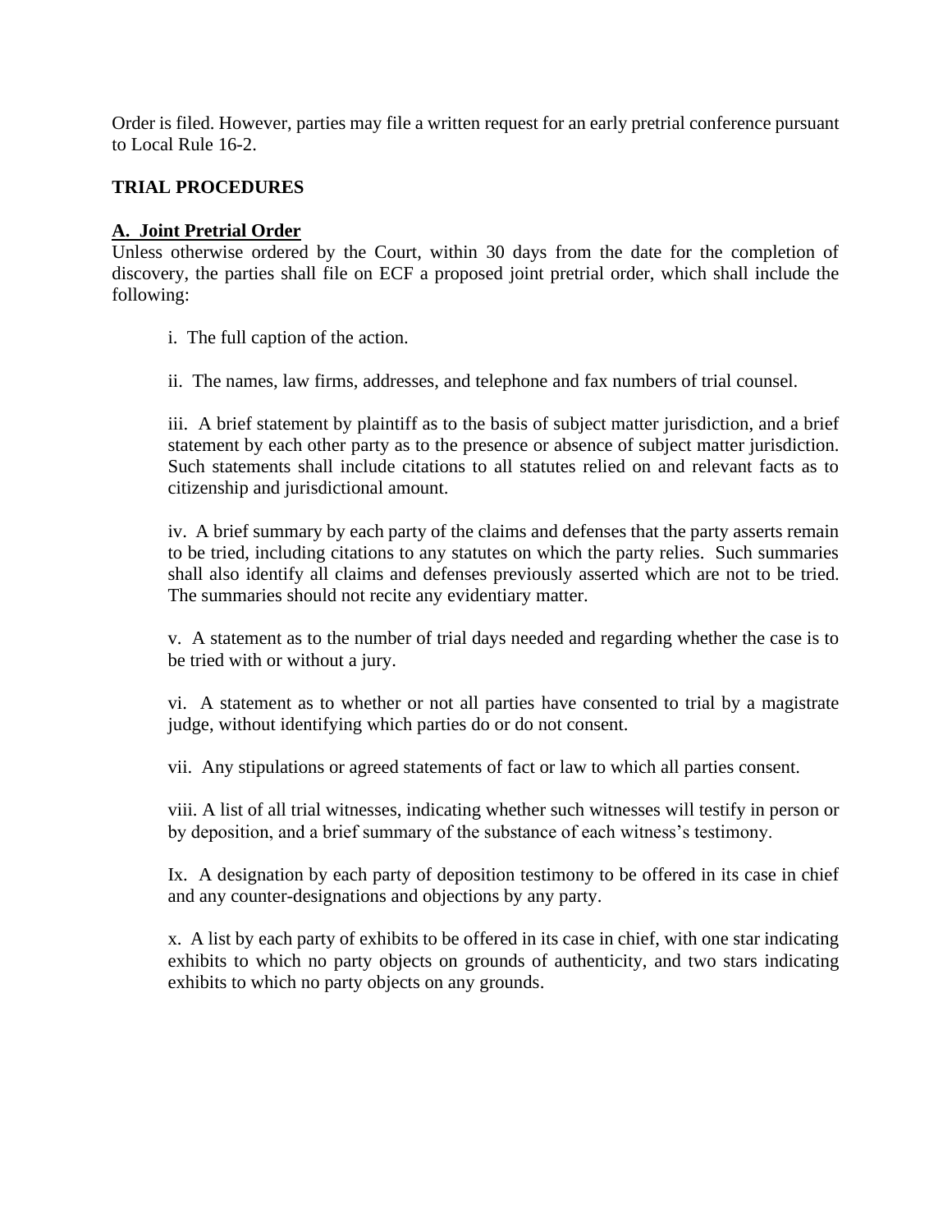Order is filed. However, parties may file a written request for an early pretrial conference pursuant to Local Rule 16-2.

**TRIAL PROCEDURES**

**<u>A. Joint Pretrial Order</u>**

Unless otherwise ordered by the Court, within 30 days from the date for the completion of discovery, the parties shall file on ECF a proposed joint pretrial order, which shall include the following:

i. The full caption of the action.

ii. The names, law firms, addresses, and telephone and fax numbers of trial counsel.

iii. A brief statement by plaintiff as to the basis of subject matter jurisdiction, and a brief statement by each other party as to the presence or absence of subject matter jurisdiction. Such statements shall include citations to all statutes relied on and relevant facts as to citizenship and jurisdictional amount.

iv. A brief summary by each party of the claims and defenses that the party asserts remain to be tried, including citations to any statutes on which the party relies. Such summaries shall also identify all claims and defenses previously asserted which are not to be tried. The summaries should not recite any evidentiary matter.

v. A statement as to the number of trial days needed and regarding whether the case is to be tried with or without a jury.

vi. A statement as to whether or not all parties have consented to trial by a magistrate judge, without identifying which parties do or do not consent.

vii. Any stipulations or agreed statements of fact or law to which all parties consent.

viii. A list of all trial witnesses, indicating whether such witnesses will testify in person or by deposition, and a brief summary of the substance of each witness's testimony.

Ix. A designation by each party of deposition testimony to be offered in its case in chief and any counter-designations and objections by any party.

x. A list by each party of exhibits to be offered in its case in chief, with one star indicating exhibits to which no party objects on grounds of authenticity, and two stars indicating exhibits to which no party objects on any grounds.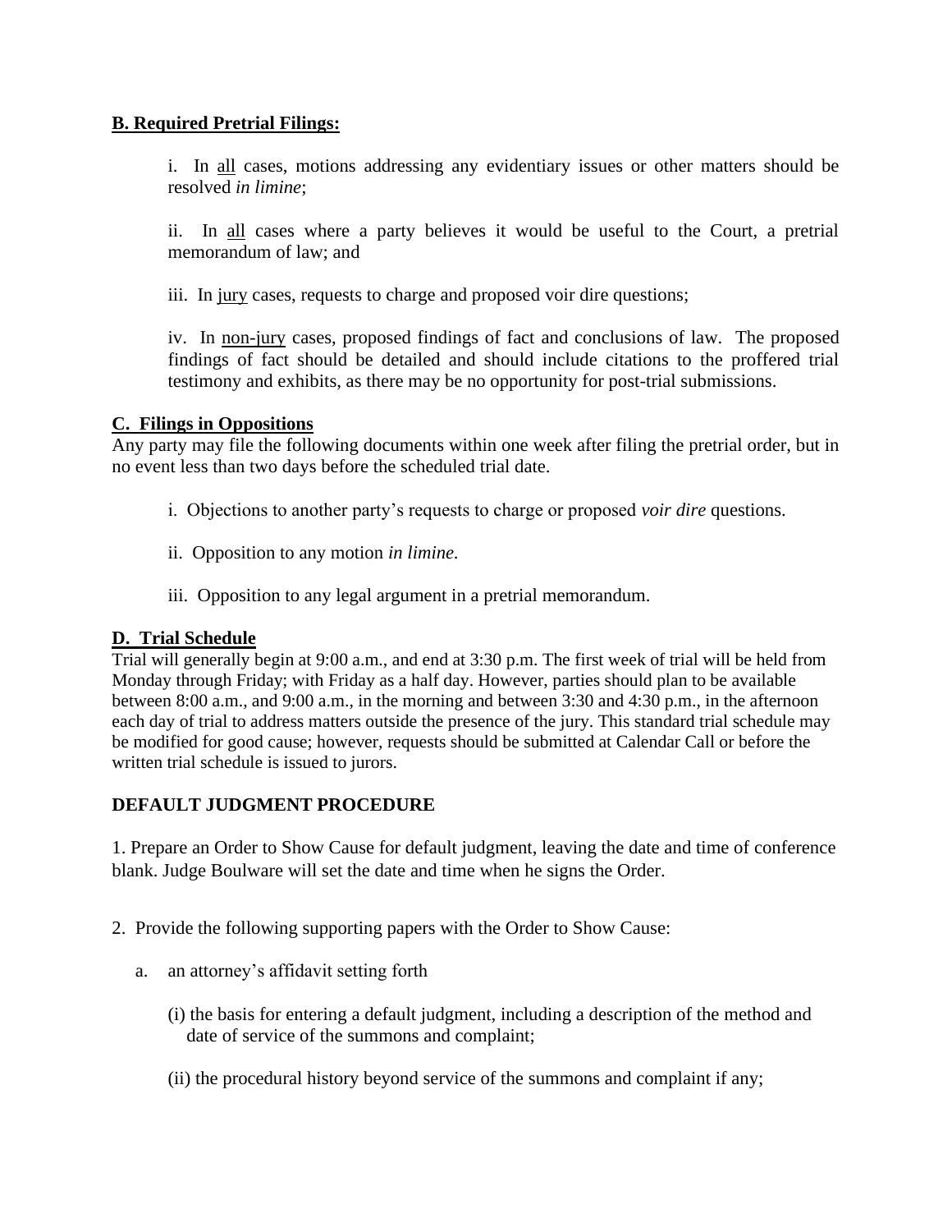**B. Required Pretrial Filings:**

i. In all cases, motions addressing any evidentiary issues or other matters should be resolved *in limine*;

ii. In all cases where a party believes it would be useful to the Court, a pretrial memorandum of law; and

iii. In jury cases, requests to charge and proposed voir dire questions;

iv. In non-jury cases, proposed findings of fact and conclusions of law. The proposed findings of fact should be detailed and should include citations to the proffered trial testimony and exhibits, as there may be no opportunity for post-trial submissions.

**C. Filings in Oppositions**

Any party may file the following documents within one week after filing the pretrial order, but in no event less than two days before the scheduled trial date.

i. Objections to another party's requests to charge or proposed *voir dire* questions.

ii. Opposition to any motion *in limine.*

iii. Opposition to any legal argument in a pretrial memorandum.

**D. Trial Schedule**

Trial will generally begin at 9:00 a.m., and end at 3:30 p.m. The first week of trial will be held from Monday through Friday; with Friday as a half day. However, parties should plan to be available between 8:00 a.m., and 9:00 a.m., in the morning and between 3:30 and 4:30 p.m., in the afternoon each day of trial to address matters outside the presence of the jury. This standard trial schedule may be modified for good cause; however, requests should be submitted at Calendar Call or before the written trial schedule is issued to jurors.

**DEFAULT JUDGMENT PROCEDURE**

1. Prepare an Order to Show Cause for default judgment, leaving the date and time of conference blank. Judge Boulware will set the date and time when he signs the Order.

2. Provide the following supporting papers with the Order to Show Cause:

   a. an attorney's affidavit setting forth

      (i) the basis for entering a default judgment, including a description of the method and date of service of the summons and complaint;

      (ii) the procedural history beyond service of the summons and complaint if any;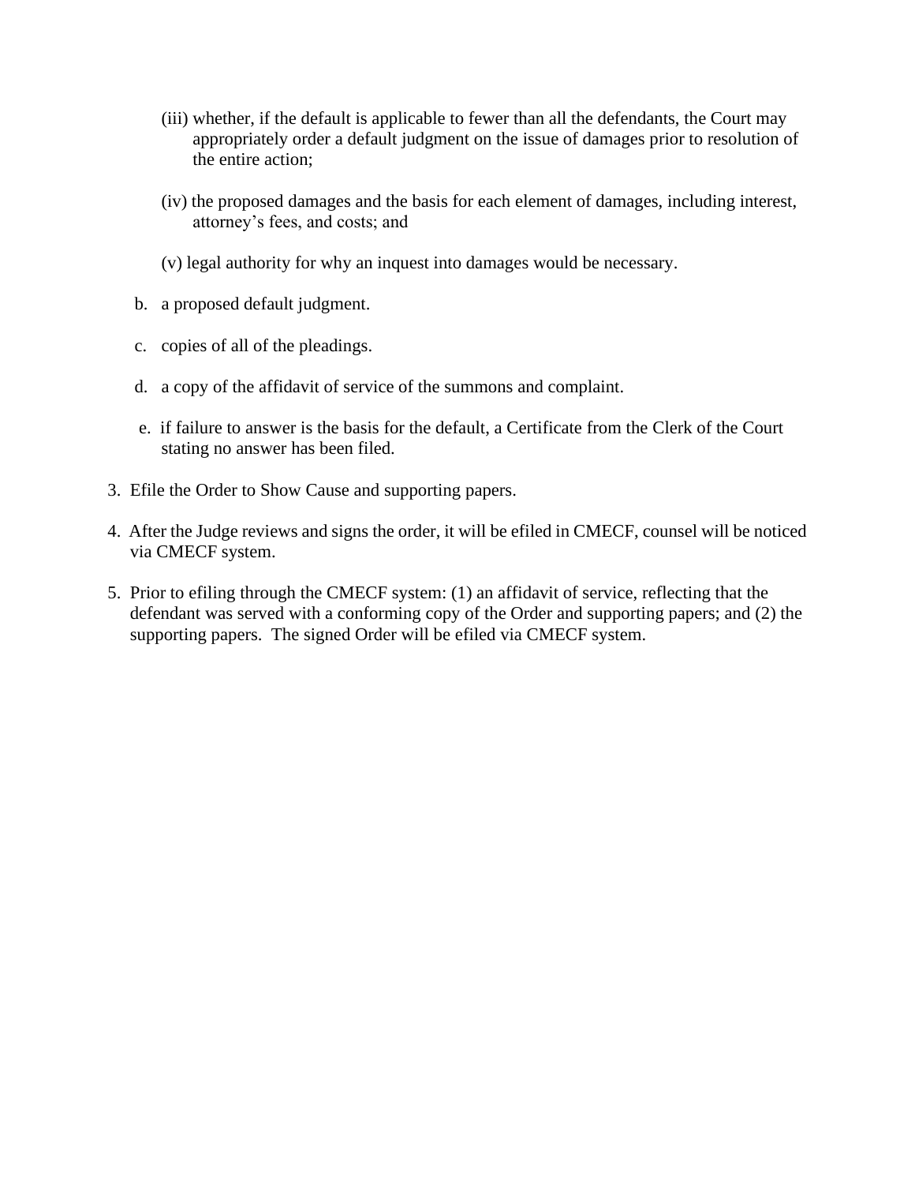(iii) whether, if the default is applicable to fewer than all the defendants, the Court may appropriately order a default judgment on the issue of damages prior to resolution of the entire action;

(iv) the proposed damages and the basis for each element of damages, including interest, attorney's fees, and costs; and

(v) legal authority for why an inquest into damages would be necessary.

b. a proposed default judgment.

c. copies of all of the pleadings.

d. a copy of the affidavit of service of the summons and complaint.

e. if failure to answer is the basis for the default, a Certificate from the Clerk of the Court stating no answer has been filed.

3. Efile the Order to Show Cause and supporting papers.

4. After the Judge reviews and signs the order, it will be efiled in CMECF, counsel will be noticed via CMECF system.

5. Prior to efiling through the CMECF system: (1) an affidavit of service, reflecting that the defendant was served with a conforming copy of the Order and supporting papers; and (2) the supporting papers. The signed Order will be efiled via CMECF system.